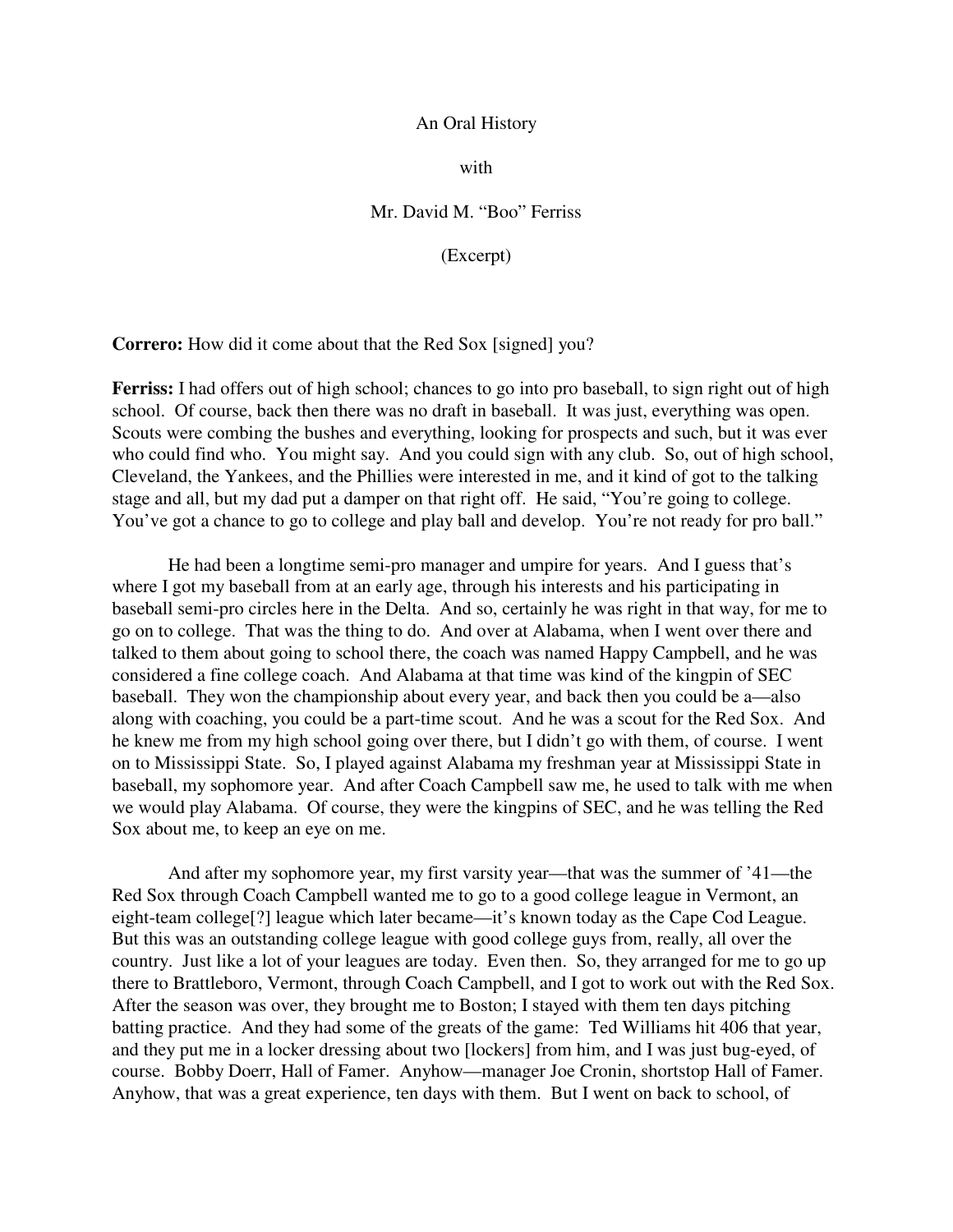An Oral History

with

Mr. David M. "Boo" Ferriss

(Excerpt)

**Correro:** How did it come about that the Red Sox [signed] you?

**Ferriss:** I had offers out of high school; chances to go into pro baseball, to sign right out of high school. Of course, back then there was no draft in baseball. It was just, everything was open. Scouts were combing the bushes and everything, looking for prospects and such, but it was ever who could find who. You might say. And you could sign with any club. So, out of high school, Cleveland, the Yankees, and the Phillies were interested in me, and it kind of got to the talking stage and all, but my dad put a damper on that right off. He said, "You're going to college. You've got a chance to go to college and play ball and develop. You're not ready for pro ball."

He had been a longtime semi-pro manager and umpire for years. And I guess that's where I got my baseball from at an early age, through his interests and his participating in baseball semi-pro circles here in the Delta. And so, certainly he was right in that way, for me to go on to college. That was the thing to do. And over at Alabama, when I went over there and talked to them about going to school there, the coach was named Happy Campbell, and he was considered a fine college coach. And Alabama at that time was kind of the kingpin of SEC baseball. They won the championship about every year, and back then you could be a—also along with coaching, you could be a part-time scout. And he was a scout for the Red Sox. And he knew me from my high school going over there, but I didn't go with them, of course. I went on to Mississippi State. So, I played against Alabama my freshman year at Mississippi State in baseball, my sophomore year. And after Coach Campbell saw me, he used to talk with me when we would play Alabama. Of course, they were the kingpins of SEC, and he was telling the Red Sox about me, to keep an eye on me.

And after my sophomore year, my first varsity year—that was the summer of '41—the Red Sox through Coach Campbell wanted me to go to a good college league in Vermont, an eight-team college[?] league which later became—it's known today as the Cape Cod League. But this was an outstanding college league with good college guys from, really, all over the country. Just like a lot of your leagues are today. Even then. So, they arranged for me to go up there to Brattleboro, Vermont, through Coach Campbell, and I got to work out with the Red Sox. After the season was over, they brought me to Boston; I stayed with them ten days pitching batting practice. And they had some of the greats of the game: Ted Williams hit 406 that year, and they put me in a locker dressing about two [lockers] from him, and I was just bug-eyed, of course. Bobby Doerr, Hall of Famer. Anyhow—manager Joe Cronin, shortstop Hall of Famer. Anyhow, that was a great experience, ten days with them. But I went on back to school, of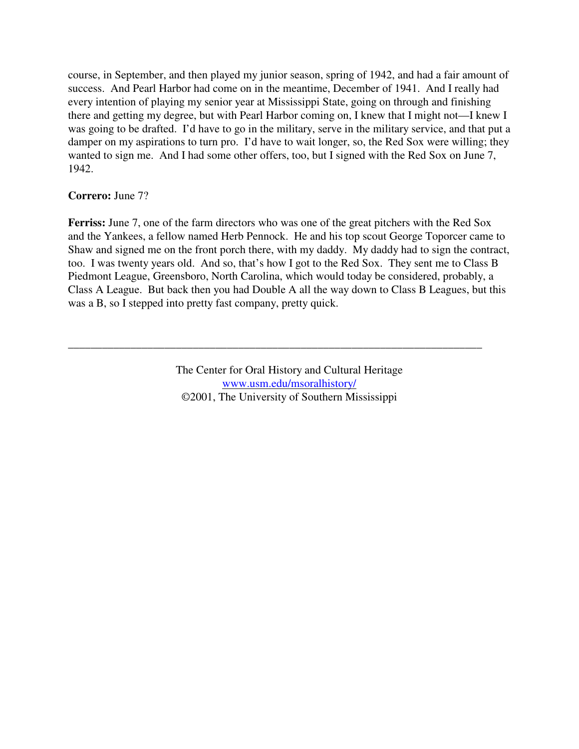course, in September, and then played my junior season, spring of 1942, and had a fair amount of success. And Pearl Harbor had come on in the meantime, December of 1941. And I really had every intention of playing my senior year at Mississippi State, going on through and finishing there and getting my degree, but with Pearl Harbor coming on, I knew that I might not—I knew I was going to be drafted. I'd have to go in the military, serve in the military service, and that put a damper on my aspirations to turn pro. I'd have to wait longer, so, the Red Sox were willing; they wanted to sign me. And I had some other offers, too, but I signed with the Red Sox on June 7, 1942.

**Correro:** June 7?

**Ferriss:** June 7, one of the farm directors who was one of the great pitchers with the Red Sox and the Yankees, a fellow named Herb Pennock. He and his top scout George Toporcer came to Shaw and signed me on the front porch there, with my daddy. My daddy had to sign the contract, too. I was twenty years old. And so, that's how I got to the Red Sox. They sent me to Class B Piedmont League, Greensboro, North Carolina, which would today be considered, probably, a Class A League. But back then you had Double A all the way down to Class B Leagues, but this was a B, so I stepped into pretty fast company, pretty quick.

---

The Center for Oral History and Cultural Heritage
www.usm.edu/msoralhistory/
©2001, The University of Southern Mississippi